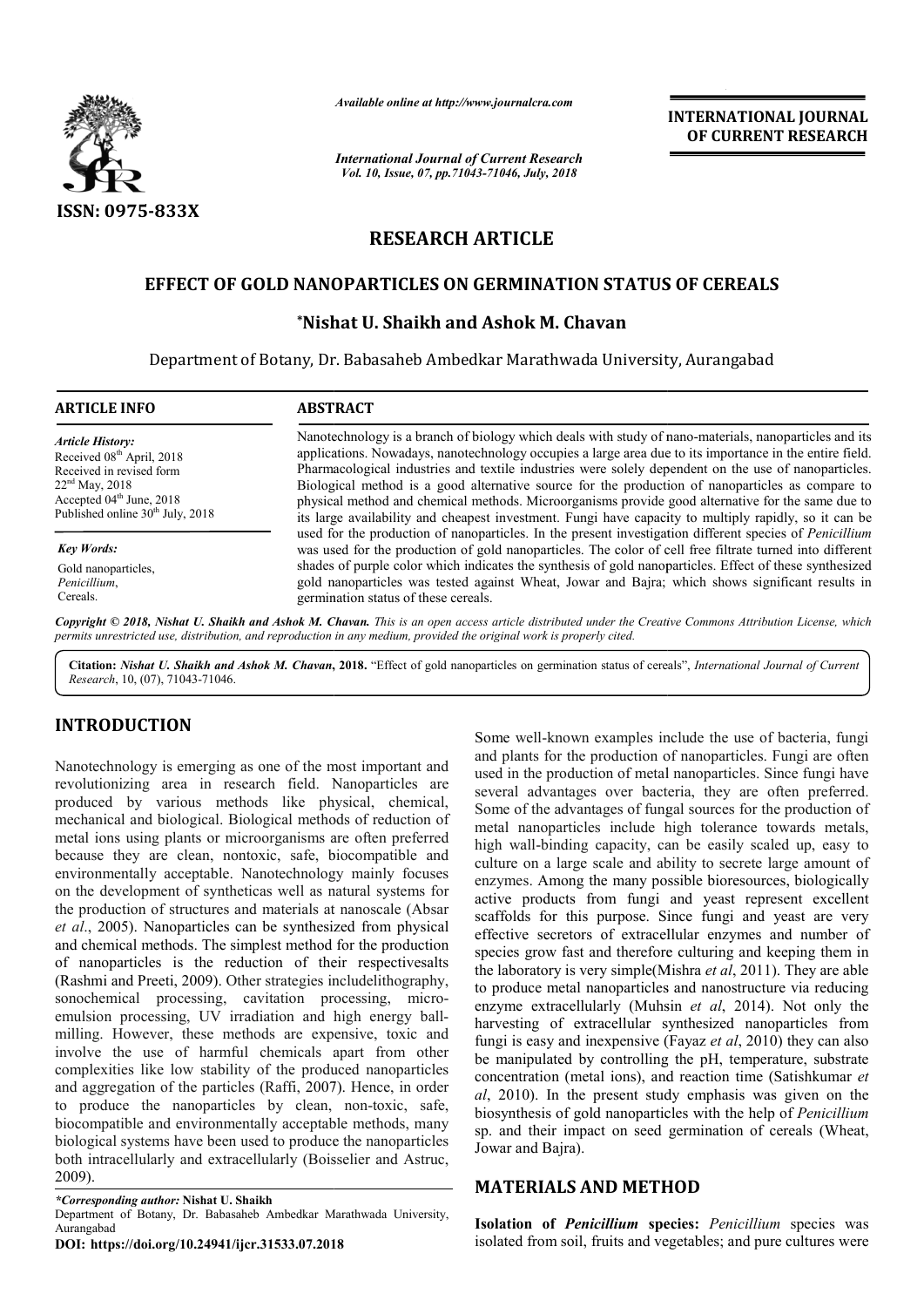*Available online at http://www.journalcra.com*

*International Journal of Current Research*
*Vol. 10, Issue, 07, pp.71043-71046, July, 2018*

**INTERNATIONAL JOURNAL OF CURRENT RESEARCH**

ISSN: 0975-833X

## RESEARCH ARTICLE

# EFFECT OF GOLD NANOPARTICLES ON GERMINATION STATUS OF CEREALS

**\*Nishat U. Shaikh and Ashok M. Chavan**

Department of Botany, Dr. Babasaheb Ambedkar Marathwada University, Aurangabad

**ARTICLE INFO**

*Article History:*
Received 08th April, 2018
Received in revised form
22nd May, 2018
Accepted 04th June, 2018
Published online 30th July, 2018

*Key Words:*
Gold nanoparticles,
*Penicillium*,
Cereals.

**ABSTRACT**

Nanotechnology is a branch of biology which deals with study of nano-materials, nanoparticles and its applications. Nowadays, nanotechnology occupies a large area due to its importance in the entire field. Pharmacological industries and textile industries were solely dependent on the use of nanoparticles. Biological method is a good alternative source for the production of nanoparticles as compare to physical method and chemical methods. Microorganisms provide good alternative for the same due to its large availability and cheapest investment. Fungi have capacity to multiply rapidly, so it can be used for the production of nanoparticles. In the present investigation different species of *Penicillium* was used for the production of gold nanoparticles. The color of cell free filtrate turned into different shades of purple color which indicates the synthesis of gold nanoparticles. Effect of these synthesized gold nanoparticles was tested against Wheat, Jowar and Bajra; which shows significant results in germination status of these cereals.

*Copyright © 2018, Nishat U. Shaikh and Ashok M. Chavan. This is an open access article distributed under the Creative Commons Attribution License, which permits unrestricted use, distribution, and reproduction in any medium, provided the original work is properly cited.*

**Citation:** *Nishat U. Shaikh and Ashok M. Chavan*, **2018.** "Effect of gold nanoparticles on germination status of cereals", *International Journal of Current Research*, 10, (07), 71043-71046.

## INTRODUCTION

Nanotechnology is emerging as one of the most important and revolutionizing area in research field. Nanoparticles are produced by various methods like physical, chemical, mechanical and biological. Biological methods of reduction of metal ions using plants or microorganisms are often preferred because they are clean, nontoxic, safe, biocompatible and environmentally acceptable. Nanotechnology mainly focuses on the development of syntheticas well as natural systems for the production of structures and materials at nanoscale (Absar *et al*., 2005). Nanoparticles can be synthesized from physical and chemical methods. The simplest method for the production of nanoparticles is the reduction of their respectivesalts (Rashmi and Preeti, 2009). Other strategies includelithography, sonochemical processing, cavitation processing, micro-emulsion processing, UV irradiation and high energy ball-milling. However, these methods are expensive, toxic and involve the use of harmful chemicals apart from other complexities like low stability of the produced nanoparticles and aggregation of the particles (Raffi, 2007). Hence, in order to produce the nanoparticles by clean, non-toxic, safe, biocompatible and environmentally acceptable methods, many biological systems have been used to produce the nanoparticles both intracellularly and extracellularly (Boisselier and Astruc, 2009).

Some well-known examples include the use of bacteria, fungi and plants for the production of nanoparticles. Fungi are often used in the production of metal nanoparticles. Since fungi have several advantages over bacteria, they are often preferred. Some of the advantages of fungal sources for the production of metal nanoparticles include high tolerance towards metals, high wall-binding capacity, can be easily scaled up, easy to culture on a large scale and ability to secrete large amount of enzymes. Among the many possible bioresources, biologically active products from fungi and yeast represent excellent scaffolds for this purpose. Since fungi and yeast are very effective secretors of extracellular enzymes and number of species grow fast and therefore culturing and keeping them in the laboratory is very simple(Mishra *et al*, 2011). They are able to produce metal nanoparticles and nanostructure via reducing enzyme extracellularly (Muhsin *et al*, 2014). Not only the harvesting of extracellular synthesized nanoparticles from fungi is easy and inexpensive (Fayaz *et al*, 2010) they can also be manipulated by controlling the pH, temperature, substrate concentration (metal ions), and reaction time (Satishkumar *et al*, 2010). In the present study emphasis was given on the biosynthesis of gold nanoparticles with the help of *Penicillium* sp. and their impact on seed germination of cereals (Wheat, Jowar and Bajra).

## MATERIALS AND METHOD

**Isolation of *Penicillium* species:** *Penicillium* species was isolated from soil, fruits and vegetables; and pure cultures were

*\*Corresponding author:* **Nishat U. Shaikh**
Department of Botany, Dr. Babasaheb Ambedkar Marathwada University, Aurangabad

**DOI: https://doi.org/10.24941/ijcr.31533.07.2018**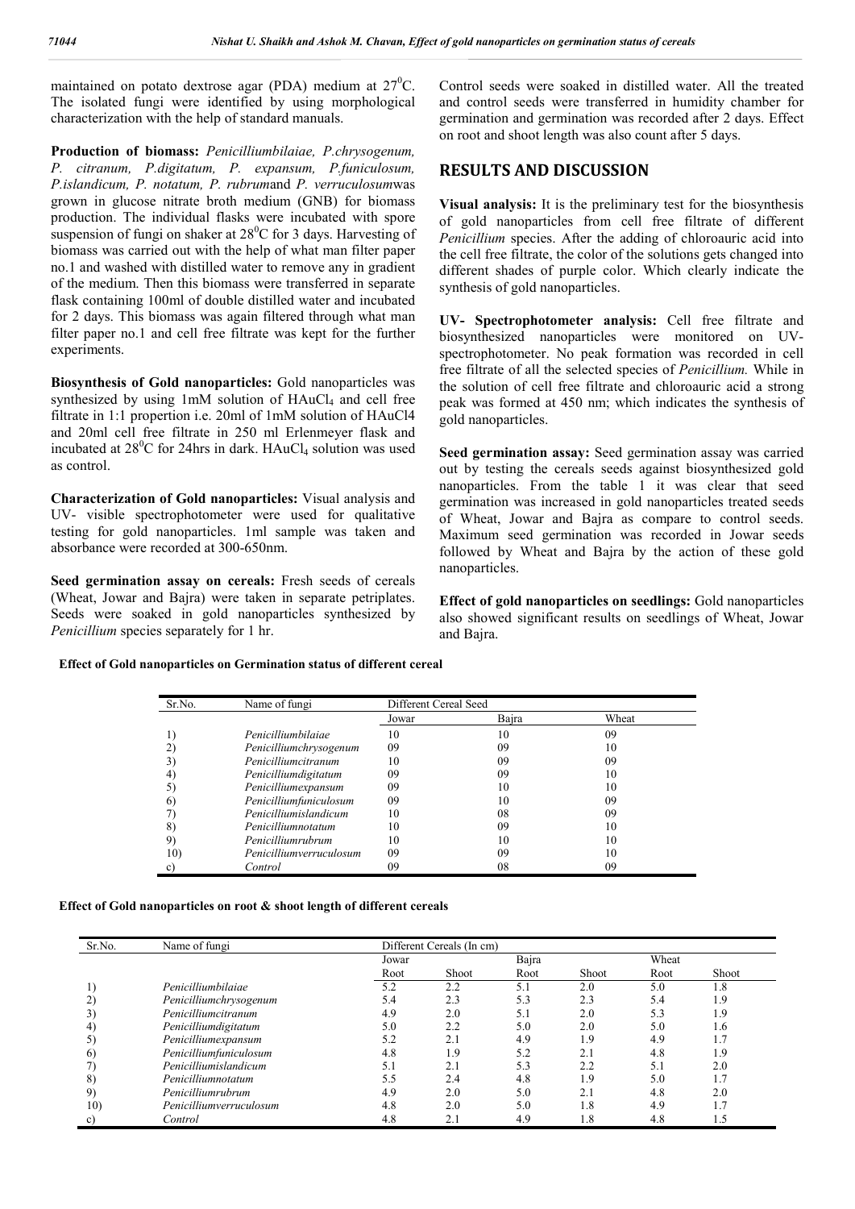maintained on potato dextrose agar (PDA) medium at $27^0$C. The isolated fungi were identified by using morphological characterization with the help of standard manuals.

**Production of biomass:** *Penicilliumbilaiae, P.chrysogenum, P. citranum, P.digitatum, P. expansum, P.funiculosum, P.islandicum, P. notatum, P. rubrum*and *P. verruculosum*was grown in glucose nitrate broth medium (GNB) for biomass production. The individual flasks were incubated with spore suspension of fungi on shaker at $28^0$C for 3 days. Harvesting of biomass was carried out with the help of what man filter paper no.1 and washed with distilled water to remove any in gradient of the medium. Then this biomass were transferred in separate flask containing 100ml of double distilled water and incubated for 2 days. This biomass was again filtered through what man filter paper no.1 and cell free filtrate was kept for the further experiments.

**Biosynthesis of Gold nanoparticles:** Gold nanoparticles was synthesized by using 1mM solution of $HAuCl_4$ and cell free filtrate in 1:1 propertion i.e. 20ml of 1mM solution of HAuCl4 and 20ml cell free filtrate in 250 ml Erlenmeyer flask and incubated at $28^0$C for 24hrs in dark. $HAuCl_4$ solution was used as control.

**Characterization of Gold nanoparticles:** Visual analysis and UV- visible spectrophotometer were used for qualitative testing for gold nanoparticles. 1ml sample was taken and absorbance were recorded at 300-650nm.

**Seed germination assay on cereals:** Fresh seeds of cereals (Wheat, Jowar and Bajra) were taken in separate petriplates. Seeds were soaked in gold nanoparticles synthesized by *Penicillium* species separately for 1 hr. Control seeds were soaked in distilled water. All the treated and control seeds were transferred in humidity chamber for germination and germination was recorded after 2 days. Effect on root and shoot length was also count after 5 days.

## RESULTS AND DISCUSSION

**Visual analysis:** It is the preliminary test for the biosynthesis of gold nanoparticles from cell free filtrate of different *Penicillium* species. After the adding of chloroauric acid into the cell free filtrate, the color of the solutions gets changed into different shades of purple color. Which clearly indicate the synthesis of gold nanoparticles.

**UV- Spectrophotometer analysis:** Cell free filtrate and biosynthesized nanoparticles were monitored on UV-spectrophotometer. No peak formation was recorded in cell free filtrate of all the selected species of *Penicillium.* While in the solution of cell free filtrate and chloroauric acid a strong peak was formed at 450 nm; which indicates the synthesis of gold nanoparticles.

**Seed germination assay:** Seed germination assay was carried out by testing the cereals seeds against biosynthesized gold nanoparticles. From the table 1 it was clear that seed germination was increased in gold nanoparticles treated seeds of Wheat, Jowar and Bajra as compare to control seeds. Maximum seed germination was recorded in Jowar seeds followed by Wheat and Bajra by the action of these gold nanoparticles.

**Effect of gold nanoparticles on seedlings:** Gold nanoparticles also showed significant results on seedlings of Wheat, Jowar and Bajra.

**Effect of Gold nanoparticles on Germination status of different cereal**

| Sr.No. | Name of fungi | Different Cereal Seed | | |
|---|---|---|---|---|
| | | Jowar | Bajra | Wheat |
| 1) | *Penicilliumbilaiae* | 10 | 10 | 09 |
| 2) | *Penicilliumchrysogenum* | 09 | 09 | 10 |
| 3) | *Penicilliumcitranum* | 10 | 09 | 09 |
| 4) | *Penicilliumdigitatum* | 09 | 09 | 10 |
| 5) | *Penicilliumexpansum* | 09 | 10 | 10 |
| 6) | *Penicilliumfuniculosum* | 09 | 10 | 09 |
| 7) | *Penicilliumislandicum* | 10 | 08 | 09 |
| 8) | *Penicilliumnotatum* | 10 | 09 | 10 |
| 9) | *Penicilliumrubrum* | 10 | 10 | 10 |
| 10) | *Penicilliumverruculosum* | 09 | 09 | 10 |
| c) | *Control* | 09 | 08 | 09 |

**Effect of Gold nanoparticles on root & shoot length of different cereals**

| Sr.No. | Name of fungi | Different Cereals (In cm) | | | | | |
|---|---|---|---|---|---|---|---|
| | | Jowar | | Bajra | | Wheat | |
| | | Root | Shoot | Root | Shoot | Root | Shoot |
| 1) | *Penicilliumbilaiae* | 5.2 | 2.2 | 5.1 | 2.0 | 5.0 | 1.8 |
| 2) | *Penicilliumchrysogenum* | 5.4 | 2.3 | 5.3 | 2.3 | 5.4 | 1.9 |
| 3) | *Penicilliumcitranum* | 4.9 | 2.0 | 5.1 | 2.0 | 5.3 | 1.9 |
| 4) | *Penicilliumdigitatum* | 5.0 | 2.2 | 5.0 | 2.0 | 5.0 | 1.6 |
| 5) | *Penicilliumexpansum* | 5.2 | 2.1 | 4.9 | 1.9 | 4.9 | 1.7 |
| 6) | *Penicilliumfuniculosum* | 4.8 | 1.9 | 5.2 | 2.1 | 4.8 | 1.9 |
| 7) | *Penicilliumislandicum* | 5.1 | 2.1 | 5.3 | 2.2 | 5.1 | 2.0 |
| 8) | *Penicilliumnotatum* | 5.5 | 2.4 | 4.8 | 1.9 | 5.0 | 1.7 |
| 9) | *Penicilliumrubrum* | 4.9 | 2.0 | 5.0 | 2.1 | 4.8 | 2.0 |
| 10) | *Penicilliumverruculosum* | 4.8 | 2.0 | 5.0 | 1.8 | 4.9 | 1.7 |
| c) | *Control* | 4.8 | 2.1 | 4.9 | 1.8 | 4.8 | 1.5 |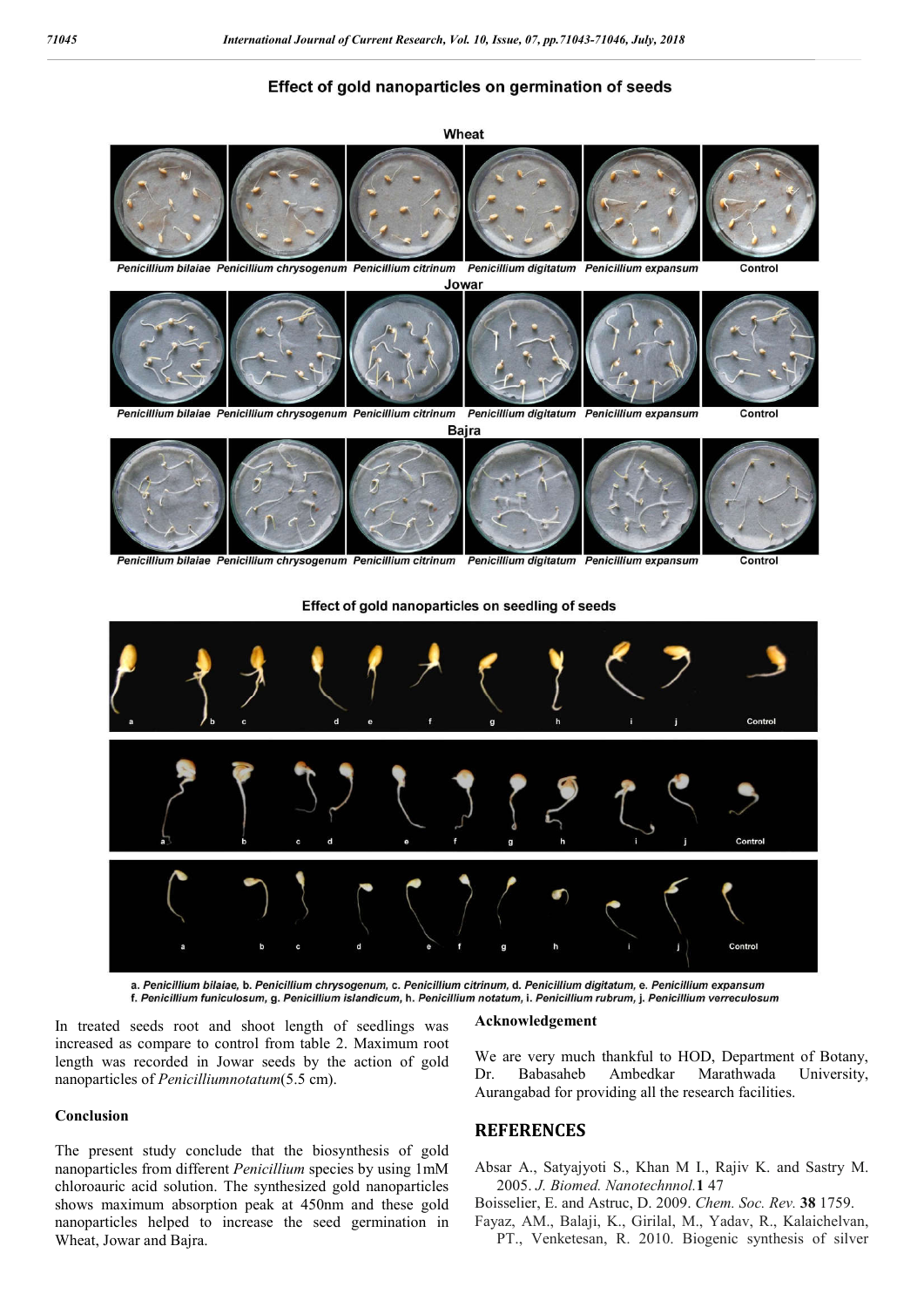**Effect of gold nanoparticles on germination of seeds**

**Wheat**

*Penicillium bilaiae* *Penicillium chrysogenum* *Penicillium citrinum* *Penicillium digitatum* *Penicillium expansum* Control

**Jowar**

*Penicillium bilaiae* *Penicillium chrysogenum* *Penicillium citrinum* *Penicillium digitatum* *Penicillium expansum* Control

**Bajra**

*Penicillium bilaiae* *Penicillium chrysogenum* *Penicillium citrinum* *Penicillium digitatum* *Penicillium expansum* Control

**Effect of gold nanoparticles on seedling of seeds**

a. *Penicillium bilaiae*, b. *Penicillium chrysogenum*, c. *Penicillium citrinum*, d. *Penicillium digitatum*, e. *Penicillium expansum* f. *Penicillium funiculosum*, g. *Penicillium islandicum*, h. *Penicillium notatum*, i. *Penicillium rubrum*, j. *Penicillium verreculosum*

In treated seeds root and shoot length of seedlings was increased as compare to control from table 2. Maximum root length was recorded in Jowar seeds by the action of gold nanoparticles of *Penicilliumnotatum*(5.5 cm).

### Conclusion

The present study conclude that the biosynthesis of gold nanoparticles from different *Penicillium* species by using 1mM chloroauric acid solution. The synthesized gold nanoparticles shows maximum absorption peak at 450nm and these gold nanoparticles helped to increase the seed germination in Wheat, Jowar and Bajra.

### Acknowledgement

We are very much thankful to HOD, Department of Botany, Dr. Babasaheb Ambedkar Marathwada University, Aurangabad for providing all the research facilities.

## REFERENCES

Absar A., Satyajyoti S., Khan M I., Rajiv K. and Sastry M. 2005. *J. Biomed. Nanotechnol.* **1** 47

Boisselier, E. and Astruc, D. 2009. *Chem. Soc. Rev.* **38** 1759.

Fayaz, AM., Balaji, K., Girilal, M., Yadav, R., Kalaichelvan, PT., Venketesan, R. 2010. Biogenic synthesis of silver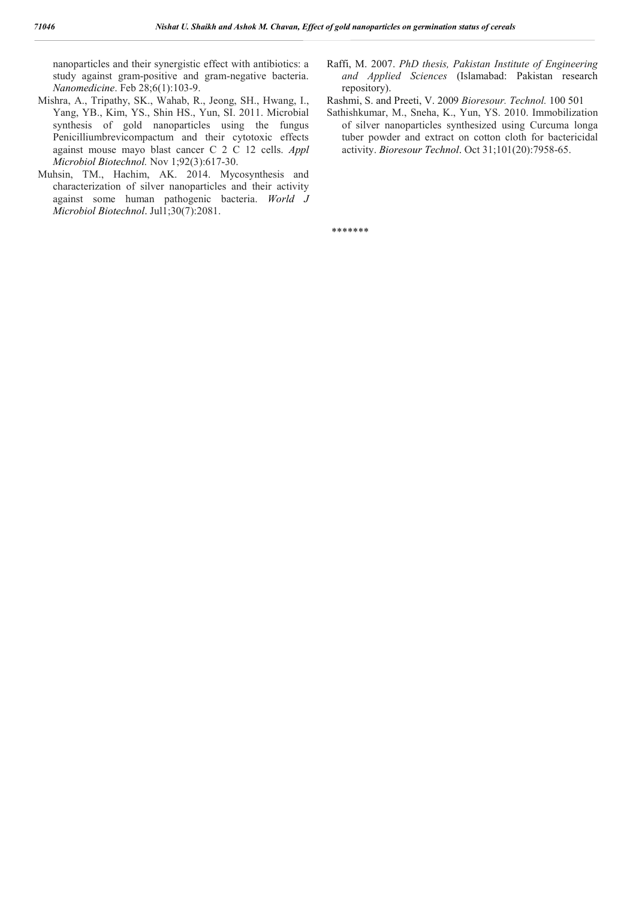nanoparticles and their synergistic effect with antibiotics: a study against gram-positive and gram-negative bacteria. *Nanomedicine*. Feb 28;6(1):103-9.

Mishra, A., Tripathy, SK., Wahab, R., Jeong, SH., Hwang, I., Yang, YB., Kim, YS., Shin HS., Yun, SI. 2011. Microbial synthesis of gold nanoparticles using the fungus Penicilliumbrevicompactum and their cytotoxic effects against mouse mayo blast cancer C 2 C 12 cells. *Appl Microbiol Biotechnol.* Nov 1;92(3):617-30.

Muhsin, TM., Hachim, AK. 2014. Mycosynthesis and characterization of silver nanoparticles and their activity against some human pathogenic bacteria. *World J Microbiol Biotechnol*. Jul1;30(7):2081.

Raffi, M. 2007. *PhD thesis, Pakistan Institute of Engineering and Applied Sciences* (Islamabad: Pakistan research repository).

Rashmi, S. and Preeti, V. 2009 *Bioresour. Technol.* 100 501

Sathishkumar, M., Sneha, K., Yun, YS. 2010. Immobilization of silver nanoparticles synthesized using Curcuma longa tuber powder and extract on cotton cloth for bactericidal activity. *Bioresour Technol*. Oct 31;101(20):7958-65.

*******